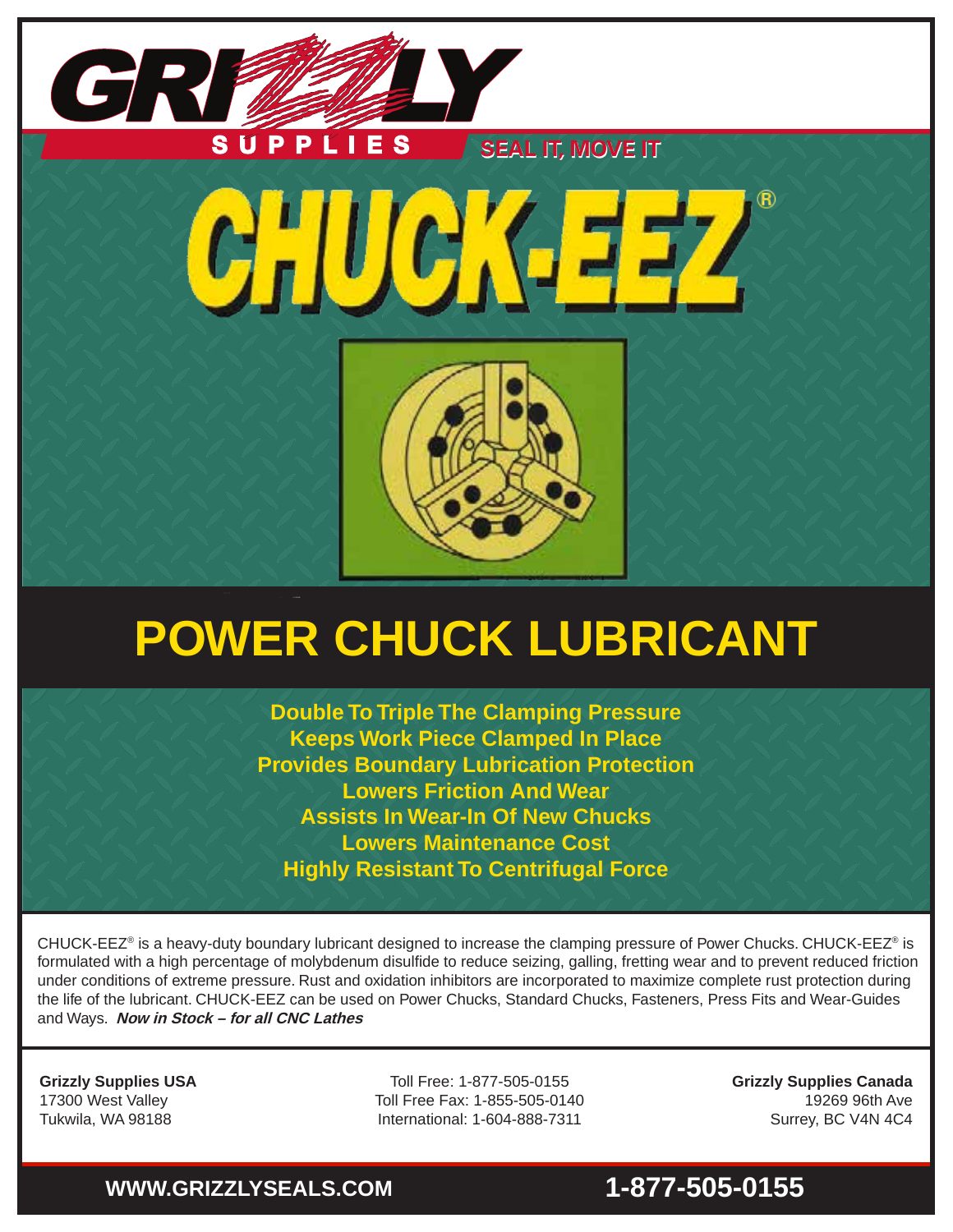GRIZZLY SUPPLIES

SEAL IT, MOVE IT

# CHUCK-EEZ®

## POWER CHUCK LUBRICANT

**Double To Triple The Clamping Pressure**
**Keeps Work Piece Clamped In Place**
**Provides Boundary Lubrication Protection**
**Lowers Friction And Wear**
**Assists In Wear-In Of New Chucks**
**Lowers Maintenance Cost**
**Highly Resistant To Centrifugal Force**

CHUCK-EEZ® is a heavy-duty boundary lubricant designed to increase the clamping pressure of Power Chucks. CHUCK-EEZ® is formulated with a high percentage of molybdenum disulfide to reduce seizing, galling, fretting wear and to prevent reduced friction under conditions of extreme pressure. Rust and oxidation inhibitors are incorporated to maximize complete rust protection during the life of the lubricant. CHUCK-EEZ can be used on Power Chucks, Standard Chucks, Fasteners, Press Fits and Wear-Guides and Ways. ***Now in Stock – for all CNC Lathes***

**Grizzly Supplies USA**
17300 West Valley
Tukwila, WA 98188

Toll Free: 1-877-505-0155
Toll Free Fax: 1-855-505-0140
International: 1-604-888-7311

**Grizzly Supplies Canada**
19269 96th Ave
Surrey, BC V4N 4C4

**WWW.GRIZZLYSEALS.COM** **1-877-505-0155**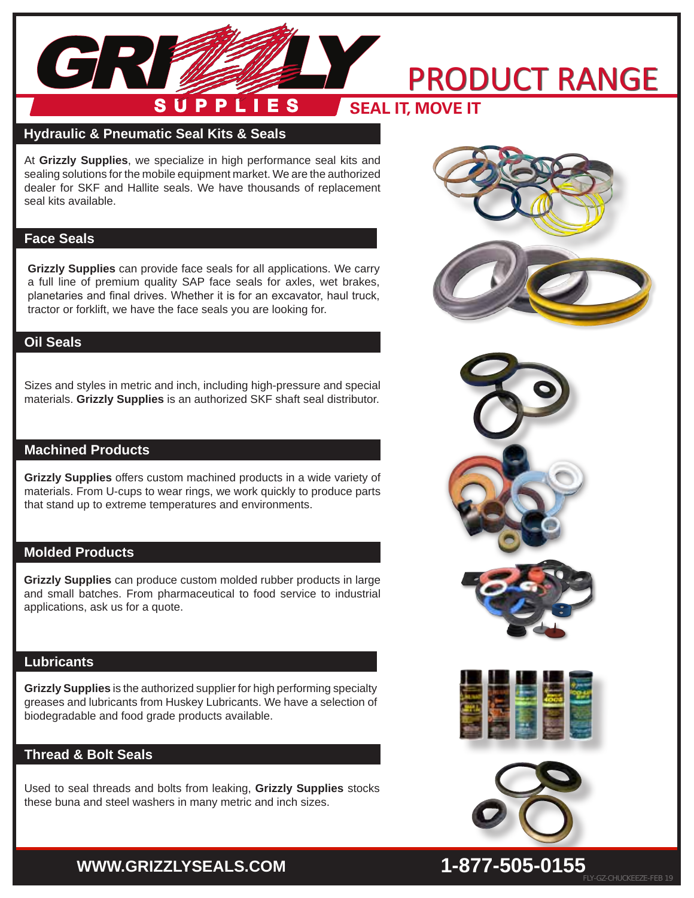# PRODUCT RANGE

**SEAL IT, MOVE IT**

## Hydraulic & Pneumatic Seal Kits & Seals

At **Grizzly Supplies**, we specialize in high performance seal kits and sealing solutions for the mobile equipment market. We are the authorized dealer for SKF and Hallite seals. We have thousands of replacement seal kits available.

## Face Seals

**Grizzly Supplies** can provide face seals for all applications. We carry a full line of premium quality SAP face seals for axles, wet brakes, planetaries and final drives. Whether it is for an excavator, haul truck, tractor or forklift, we have the face seals you are looking for.

## Oil Seals

Sizes and styles in metric and inch, including high-pressure and special materials. **Grizzly Supplies** is an authorized SKF shaft seal distributor.

## Machined Products

**Grizzly Supplies** offers custom machined products in a wide variety of materials. From U-cups to wear rings, we work quickly to produce parts that stand up to extreme temperatures and environments.

## Molded Products

**Grizzly Supplies** can produce custom molded rubber products in large and small batches. From pharmaceutical to food service to industrial applications, ask us for a quote.

## Lubricants

**Grizzly Supplies** is the authorized supplier for high performing specialty greases and lubricants from Huskey Lubricants. We have a selection of biodegradable and food grade products available.

## Thread & Bolt Seals

Used to seal threads and bolts from leaking, **Grizzly Supplies** stocks these buna and steel washers in many metric and inch sizes.

**WWW.GRIZZLYSEALS.COM** **1-877-505-0155**

FLY-GZ-CHUCKEEZE-FEB 19